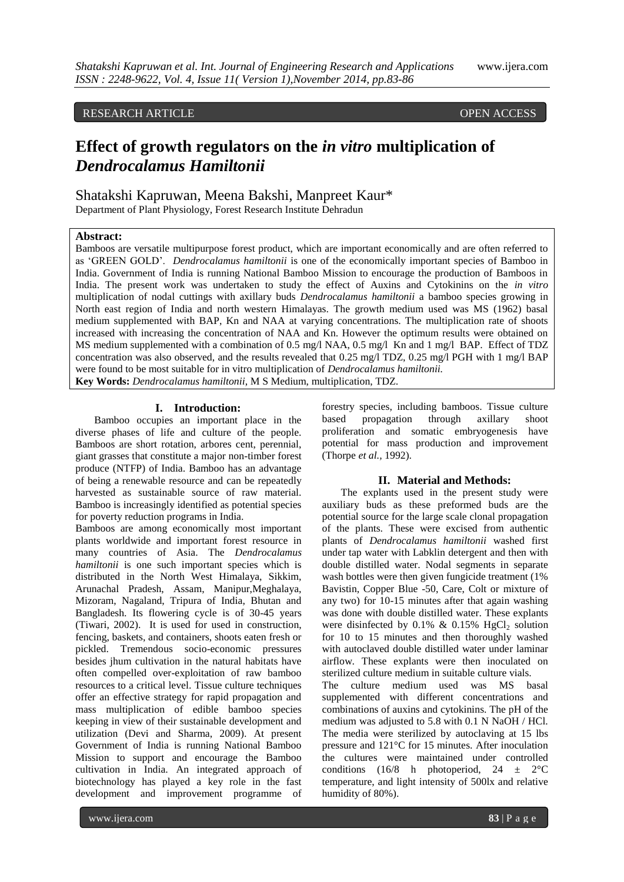RESEARCH ARTICLE OPEN ACCESS

# Effect of growth regulators on the *in vitro* multiplication of *Dendrocalamus Hamiltonii*

Shatakshi Kapruwan, Meena Bakshi, Manpreet Kaur*

Department of Plant Physiology, Forest Research Institute Dehradun

**Abstract:**

Bamboos are versatile multipurpose forest product, which are important economically and are often referred to as 'GREEN GOLD'. *Dendrocalamus hamiltonii* is one of the economically important species of Bamboo in India. Government of India is running National Bamboo Mission to encourage the production of Bamboos in India. The present work was undertaken to study the effect of Auxins and Cytokinins on the *in vitro* multiplication of nodal cuttings with axillary buds *Dendrocalamus hamiltonii* a bamboo species growing in North east region of India and north western Himalayas. The growth medium used was MS (1962) basal medium supplemented with BAP, Kn and NAA at varying concentrations. The multiplication rate of shoots increased with increasing the concentration of NAA and Kn. However the optimum results were obtained on MS medium supplemented with a combination of 0.5 mg/l NAA, 0.5 mg/l Kn and 1 mg/l BAP. Effect of TDZ concentration was also observed, and the results revealed that 0.25 mg/l TDZ, 0.25 mg/l PGH with 1 mg/l BAP were found to be most suitable for in vitro multiplication of *Dendrocalamus hamiltonii.*

**Key Words:** *Dendrocalamus hamiltonii*, M S Medium, multiplication, TDZ.

## I. Introduction:

Bamboo occupies an important place in the diverse phases of life and culture of the people. Bamboos are short rotation, arbores cent, perennial, giant grasses that constitute a major non-timber forest produce (NTFP) of India. Bamboo has an advantage of being a renewable resource and can be repeatedly harvested as sustainable source of raw material. Bamboo is increasingly identified as potential species for poverty reduction programs in India.

Bamboos are among economically most important plants worldwide and important forest resource in many countries of Asia. The *Dendrocalamus hamiltonii* is one such important species which is distributed in the North West Himalaya, Sikkim, Arunachal Pradesh, Assam, Manipur,Meghalaya, Mizoram, Nagaland, Tripura of India, Bhutan and Bangladesh. Its flowering cycle is of 30-45 years (Tiwari, 2002). It is used for used in construction, fencing, baskets, and containers, shoots eaten fresh or pickled. Tremendous socio-economic pressures besides jhum cultivation in the natural habitats have often compelled over-exploitation of raw bamboo resources to a critical level. Tissue culture techniques offer an effective strategy for rapid propagation and mass multiplication of edible bamboo species keeping in view of their sustainable development and utilization (Devi and Sharma, 2009). At present Government of India is running National Bamboo Mission to support and encourage the Bamboo cultivation in India. An integrated approach of biotechnology has played a key role in the fast development and improvement programme of forestry species, including bamboos. Tissue culture based propagation through axillary shoot proliferation and somatic embryogenesis have potential for mass production and improvement (Thorpe *et al.*, 1992).

## II. Material and Methods:

The explants used in the present study were auxiliary buds as these preformed buds are the potential source for the large scale clonal propagation of the plants. These were excised from authentic plants of *Dendrocalamus hamiltonii* washed first under tap water with Labklin detergent and then with double distilled water. Nodal segments in separate wash bottles were then given fungicide treatment (1% Bavistin, Copper Blue -50, Care, Colt or mixture of any two) for 10-15 minutes after that again washing was done with double distilled water. These explants were disinfected by 0.1% & 0.15% $HgCl_2$ solution for 10 to 15 minutes and then thoroughly washed with autoclaved double distilled water under laminar airflow. These explants were then inoculated on sterilized culture medium in suitable culture vials.

The culture medium used was MS basal supplemented with different concentrations and combinations of auxins and cytokinins. The pH of the medium was adjusted to 5.8 with 0.1 N NaOH / HCl. The media were sterilized by autoclaving at 15 lbs pressure and 121°C for 15 minutes. After inoculation the cultures were maintained under controlled conditions (16/8 h photoperiod, 24 ± 2°C temperature, and light intensity of 500lx and relative humidity of 80%).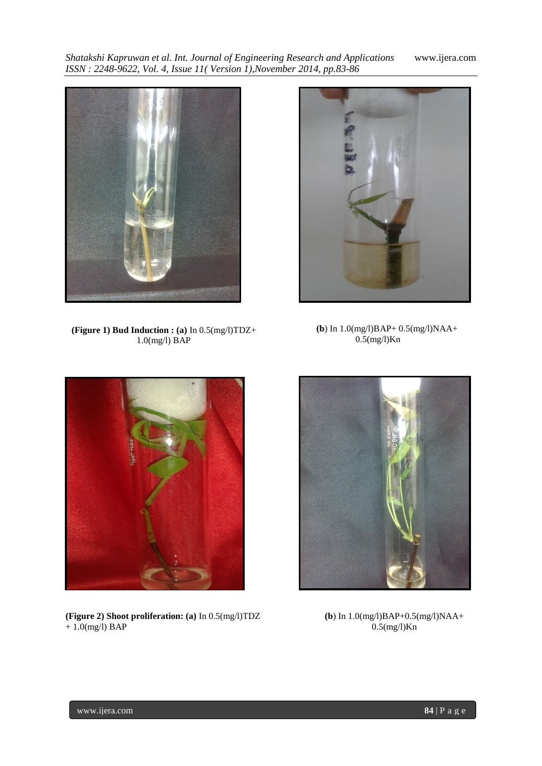**(Figure 1) Bud Induction : (a)** In 0.5(mg/l)TDZ+ 1.0(mg/l) BAP

**(b)** In 1.0(mg/l)BAP+ 0.5(mg/l)NAA+ 0.5(mg/l)Kn

**(Figure 2) Shoot proliferation: (a)** In 0.5(mg/l)TDZ + 1.0(mg/l) BAP

**(b)** In 1.0(mg/l)BAP+0.5(mg/l)NAA+ 0.5(mg/l)Kn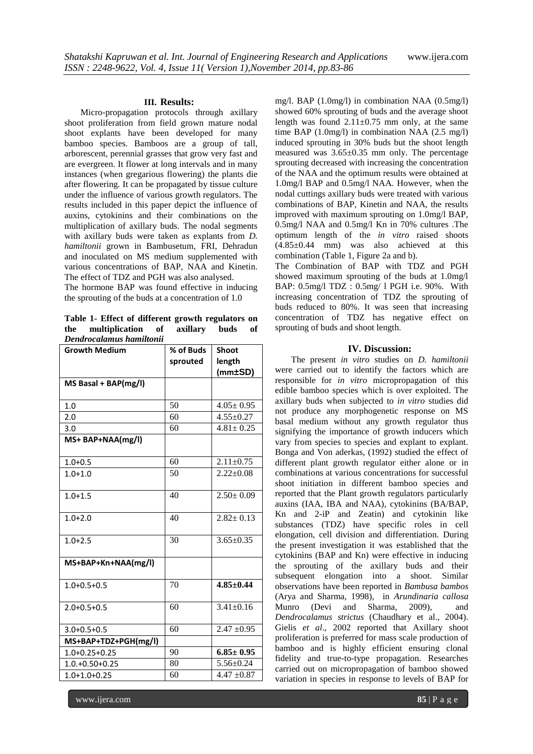## III. Results:

Micro-propagation protocols through axillary shoot proliferation from field grown mature nodal shoot explants have been developed for many bamboo species. Bamboos are a group of tall, arborescent, perennial grasses that grow very fast and are evergreen. It flower at long intervals and in many instances (when gregarious flowering) the plants die after flowering. It can be propagated by tissue culture under the influence of various growth regulators. The results included in this paper depict the influence of auxins, cytokinins and their combinations on the multiplication of axillary buds. The nodal segments with axillary buds were taken as explants from *D. hamiltonii* grown in Bambusetum, FRI, Dehradun and inoculated on MS medium supplemented with various concentrations of BAP, NAA and Kinetin. The effect of TDZ and PGH was also analysed.

The hormone BAP was found effective in inducing the sprouting of the buds at a concentration of 1.0 mg/l. BAP (1.0mg/l) in combination NAA (0.5mg/l) showed 60% sprouting of buds and the average shoot length was found 2.11±0.75 mm only, at the same time BAP (1.0mg/l) in combination NAA (2.5 mg/l) induced sprouting in 30% buds but the shoot length measured was 3.65±0.35 mm only. The percentage sprouting decreased with increasing the concentration of the NAA and the optimum results were obtained at 1.0mg/l BAP and 0.5mg/l NAA. However, when the nodal cuttings axillary buds were treated with various combinations of BAP, Kinetin and NAA, the results improved with maximum sprouting on 1.0mg/l BAP, 0.5mg/l NAA and 0.5mg/l Kn in 70% cultures .The optimum length of the *in vitro* raised shoots (4.85±0.44 mm) was also achieved at this combination (Table 1, Figure 2a and b).

The Combination of BAP with TDZ and PGH showed maximum sprouting of the buds at 1.0mg/l BAP: 0.5mg/l TDZ : 0.5mg/ l PGH i.e. 90%. With increasing concentration of TDZ the sprouting of buds reduced to 80%. It was seen that increasing concentration of TDZ has negative effect on sprouting of buds and shoot length.

**Table 1- Effect of different growth regulators on the multiplication of axillary buds of *Dendrocalamus hamiltonii***

| Growth Medium | % of Buds sprouted | Shoot length (mm±SD) |
|---|---|---|
| **MS Basal + BAP(mg/l)** | | |
| 1.0 | 50 | 4.05± 0.95 |
| 2.0 | 60 | 4.55±0.27 |
| 3.0 | 60 | 4.81± 0.25 |
| **MS+ BAP+NAA(mg/l)** | | |
| 1.0+0.5 | 60 | 2.11±0.75 |
| 1.0+1.0 | 50 | 2.22±0.08 |
| 1.0+1.5 | 40 | 2.50± 0.09 |
| 1.0+2.0 | 40 | 2.82± 0.13 |
| 1.0+2.5 | 30 | 3.65±0.35 |
| **MS+BAP+Kn+NAA(mg/l)** | | |
| 1.0+0.5+0.5 | 70 | **4.85±0.44** |
| 2.0+0.5+0.5 | 60 | 3.41±0.16 |
| 3.0+0.5+0.5 | 60 | 2.47 ±0.95 |
| **MS+BAP+TDZ+PGH(mg/l)** | | |
| 1.0+0.25+0.25 | 90 | **6.85± 0.95** |
| 1.0.+0.50+0.25 | 80 | 5.56±0.24 |
| 1.0+1.0+0.25 | 60 | 4.47 ±0.87 |

## IV. Discussion:

The present *in vitro* studies on *D. hamiltonii* were carried out to identify the factors which are responsible for *in vitro* micropropagation of this edible bamboo species which is over exploited. The axillary buds when subjected to *in vitro* studies did not produce any morphogenetic response on MS basal medium without any growth regulator thus signifying the importance of growth inducers which vary from species to species and explant to explant. Bonga and Von aderkas, (1992) studied the effect of different plant growth regulator either alone or in combinations at various concentrations for successful shoot initiation in different bamboo species and reported that the Plant growth regulators particularly auxins (IAA, IBA and NAA), cytokinins (BA/BAP, Kn and 2-iP and Zeatin) and cytokinin like substances (TDZ) have specific roles in cell elongation, cell division and differentiation. During the present investigation it was established that the cytokinins (BAP and Kn) were effective in inducing the sprouting of the axillary buds and their subsequent elongation into a shoot. Similar observations have been reported in *Bambusa bambos* (Arya and Sharma, 1998), in *Arundinaria callosa* Munro (Devi and Sharma, 2009), and *Dendrocalamus strictus* (Chaudhary et al., 2004). Gielis *et al*., 2002 reported that Axillary shoot proliferation is preferred for mass scale production of bamboo and is highly efficient ensuring clonal fidelity and true-to-type propagation. Researches carried out on micropropagation of bamboo showed variation in species in response to levels of BAP for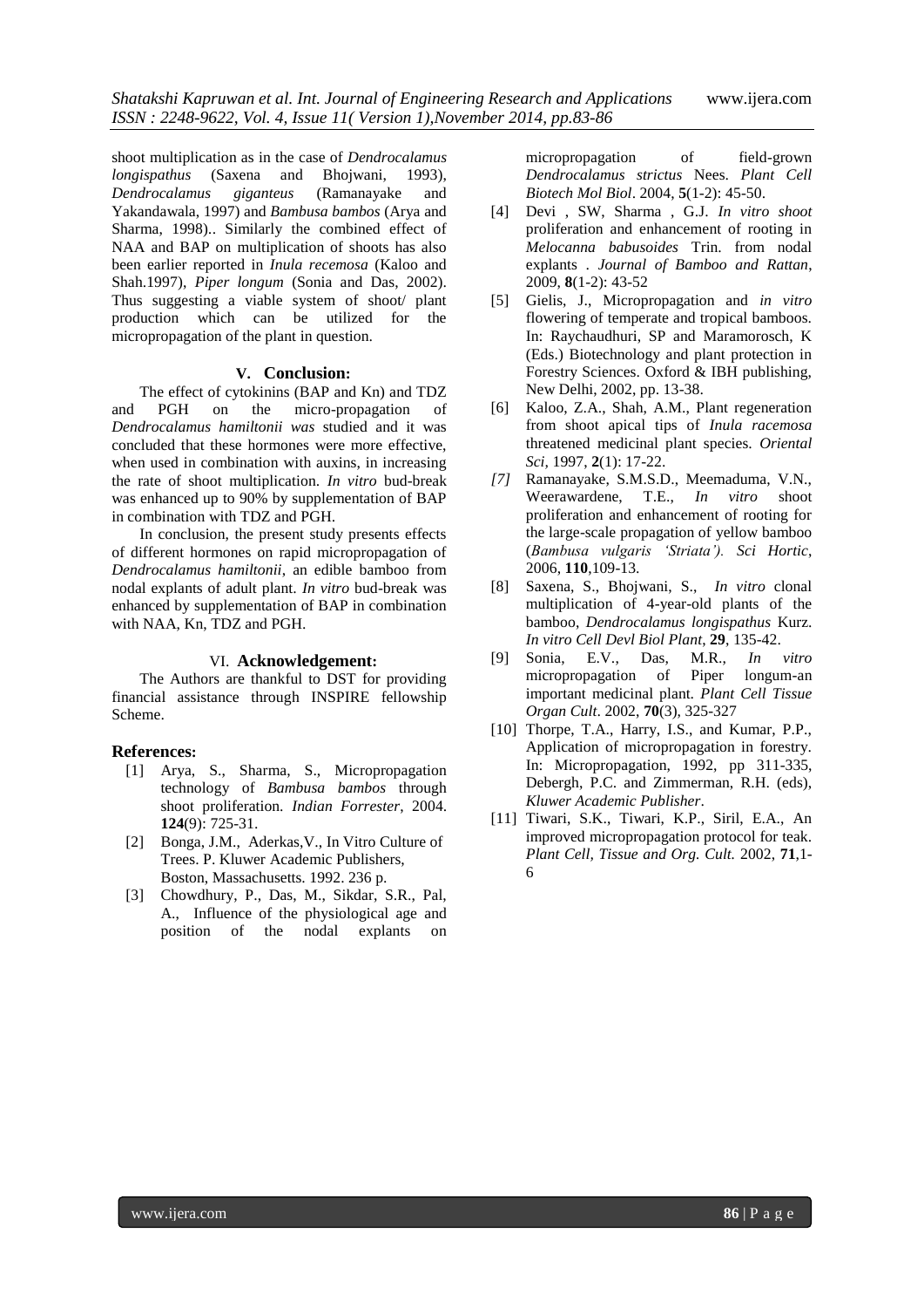shoot multiplication as in the case of *Dendrocalamus longispathus* (Saxena and Bhojwani, 1993), *Dendrocalamus giganteus* (Ramanayake and Yakandawala, 1997) and *Bambusa bambos* (Arya and Sharma, 1998).. Similarly the combined effect of NAA and BAP on multiplication of shoots has also been earlier reported in *Inula recemosa* (Kaloo and Shah.1997), *Piper longum* (Sonia and Das, 2002). Thus suggesting a viable system of shoot/ plant production which can be utilized for the micropropagation of the plant in question.

## V. Conclusion:

The effect of cytokinins (BAP and Kn) and TDZ and PGH on the micro-propagation of *Dendrocalamus hamiltonii was* studied and it was concluded that these hormones were more effective, when used in combination with auxins, in increasing the rate of shoot multiplication. *In vitro* bud-break was enhanced up to 90% by supplementation of BAP in combination with TDZ and PGH.

In conclusion, the present study presents effects of different hormones on rapid micropropagation of *Dendrocalamus hamiltonii*, an edible bamboo from nodal explants of adult plant. *In vitro* bud-break was enhanced by supplementation of BAP in combination with NAA, Kn, TDZ and PGH.

## VI. Acknowledgement:

The Authors are thankful to DST for providing financial assistance through INSPIRE fellowship Scheme.

## References:

[1] Arya, S., Sharma, S., Micropropagation technology of *Bambusa bambos* through shoot proliferation. *Indian Forrester*, 2004. **124**(9): 725-31.

[2] Bonga, J.M., Aderkas,V., In Vitro Culture of Trees. P. Kluwer Academic Publishers, Boston, Massachusetts. 1992. 236 p.

[3] Chowdhury, P., Das, M., Sikdar, S.R., Pal, A., Influence of the physiological age and position of the nodal explants on micropropagation of field-grown *Dendrocalamus strictus* Nees. *Plant Cell Biotech Mol Biol*. 2004, **5**(1-2): 45-50.

[4] Devi , SW, Sharma , G.J. *In vitro shoot* proliferation and enhancement of rooting in *Melocanna babusoides* Trin. from nodal explants . *Journal of Bamboo and Rattan*, 2009, **8**(1-2): 43-52

[5] Gielis, J., Micropropagation and *in vitro* flowering of temperate and tropical bamboos. In: Raychaudhuri, SP and Maramorosch, K (Eds.) Biotechnology and plant protection in Forestry Sciences. Oxford & IBH publishing, New Delhi, 2002, pp. 13-38.

[6] Kaloo, Z.A., Shah, A.M., Plant regeneration from shoot apical tips of *Inula racemosa* threatened medicinal plant species. *Oriental Sci*, 1997, **2**(1): 17-22.

[7] Ramanayake, S.M.S.D., Meemaduma, V.N., Weerawardene, T.E., *In vitro* shoot proliferation and enhancement of rooting for the large-scale propagation of yellow bamboo (*Bambusa vulgaris 'Striata'). Sci Hortic*, 2006, **110**,109-13.

[8] Saxena, S., Bhojwani, S., *In vitro* clonal multiplication of 4-year-old plants of the bamboo, *Dendrocalamus longispathus* Kurz. *In vitro Cell Devl Biol Plant*, **29**, 135-42.

[9] Sonia, E.V., Das, M.R., *In vitro* micropropagation of Piper longum-an important medicinal plant. *Plant Cell Tissue Organ Cult*. 2002, **70**(3), 325-327

[10] Thorpe, T.A., Harry, I.S., and Kumar, P.P., Application of micropropagation in forestry. In: Micropropagation, 1992, pp 311-335, Debergh, P.C. and Zimmerman, R.H. (eds), *Kluwer Academic Publisher*.

[11] Tiwari, S.K., Tiwari, K.P., Siril, E.A., An improved micropropagation protocol for teak. *Plant Cell, Tissue and Org. Cult.* 2002, **71**,1-6